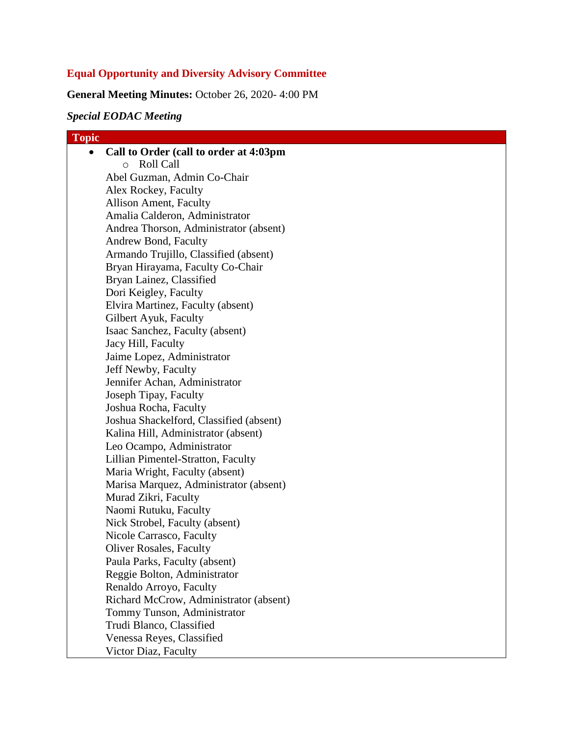## Equal Opportunity and Diversity Advisory Committee

**General Meeting Minutes:** October 26, 2020- 4:00 PM

***Special EODAC Meeting***

| Topic |
|---|
| • **Call to Order (call to order at 4:03pm** <br> ○ Roll Call <br> Abel Guzman, Admin Co-Chair <br> Alex Rockey, Faculty <br> Allison Ament, Faculty <br> Amalia Calderon, Administrator <br> Andrea Thorson, Administrator (absent) <br> Andrew Bond, Faculty <br> Armando Trujillo, Classified (absent) <br> Bryan Hirayama, Faculty Co-Chair <br> Bryan Lainez, Classified <br> Dori Keigley, Faculty <br> Elvira Martinez, Faculty (absent) <br> Gilbert Ayuk, Faculty <br> Isaac Sanchez, Faculty (absent) <br> Jacy Hill, Faculty <br> Jaime Lopez, Administrator <br> Jeff Newby, Faculty <br> Jennifer Achan, Administrator <br> Joseph Tipay, Faculty <br> Joshua Rocha, Faculty <br> Joshua Shackelford, Classified (absent) <br> Kalina Hill, Administrator (absent) <br> Leo Ocampo, Administrator <br> Lillian Pimentel-Stratton, Faculty <br> Maria Wright, Faculty (absent) <br> Marisa Marquez, Administrator (absent) <br> Murad Zikri, Faculty <br> Naomi Rutuku, Faculty <br> Nick Strobel, Faculty (absent) <br> Nicole Carrasco, Faculty <br> Oliver Rosales, Faculty <br> Paula Parks, Faculty (absent) <br> Reggie Bolton, Administrator <br> Renaldo Arroyo, Faculty <br> Richard McCrow, Administrator (absent) <br> Tommy Tunson, Administrator <br> Trudi Blanco, Classified <br> Venessa Reyes, Classified <br> Victor Diaz, Faculty |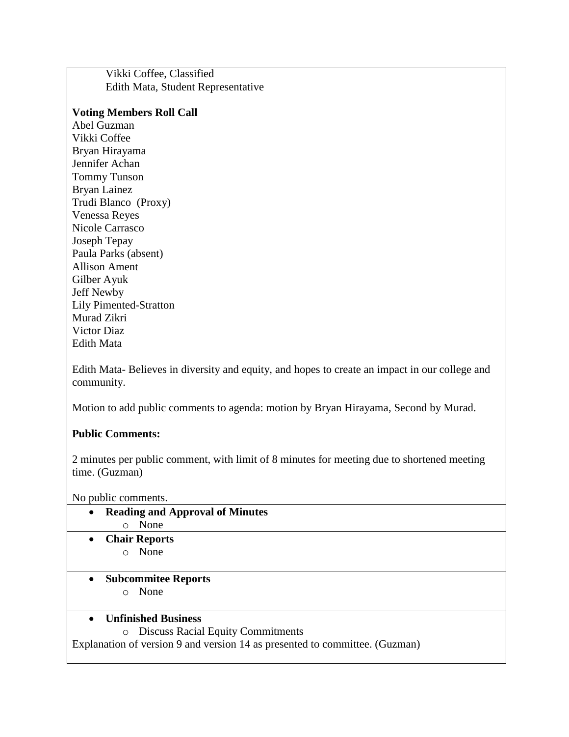Vikki Coffee, Classified
Edith Mata, Student Representative

**Voting Members Roll Call**

Abel Guzman
Vikki Coffee
Bryan Hirayama
Jennifer Achan
Tommy Tunson
Bryan Lainez
Trudi Blanco (Proxy)
Venessa Reyes
Nicole Carrasco
Joseph Tepay
Paula Parks (absent)
Allison Ament
Gilber Ayuk
Jeff Newby
Lily Pimented-Stratton
Murad Zikri
Victor Diaz
Edith Mata

Edith Mata- Believes in diversity and equity, and hopes to create an impact in our college and community.

Motion to add public comments to agenda: motion by Bryan Hirayama, Second by Murad.

**Public Comments:**

2 minutes per public comment, with limit of 8 minutes for meeting due to shortened meeting time. (Guzman)

No public comments.

- **Reading and Approval of Minutes**
  - None
- **Chair Reports**
  - None
- **Subcommitee Reports**
  - None
- **Unfinished Business**
  - Discuss Racial Equity Commitments

Explanation of version 9 and version 14 as presented to committee. (Guzman)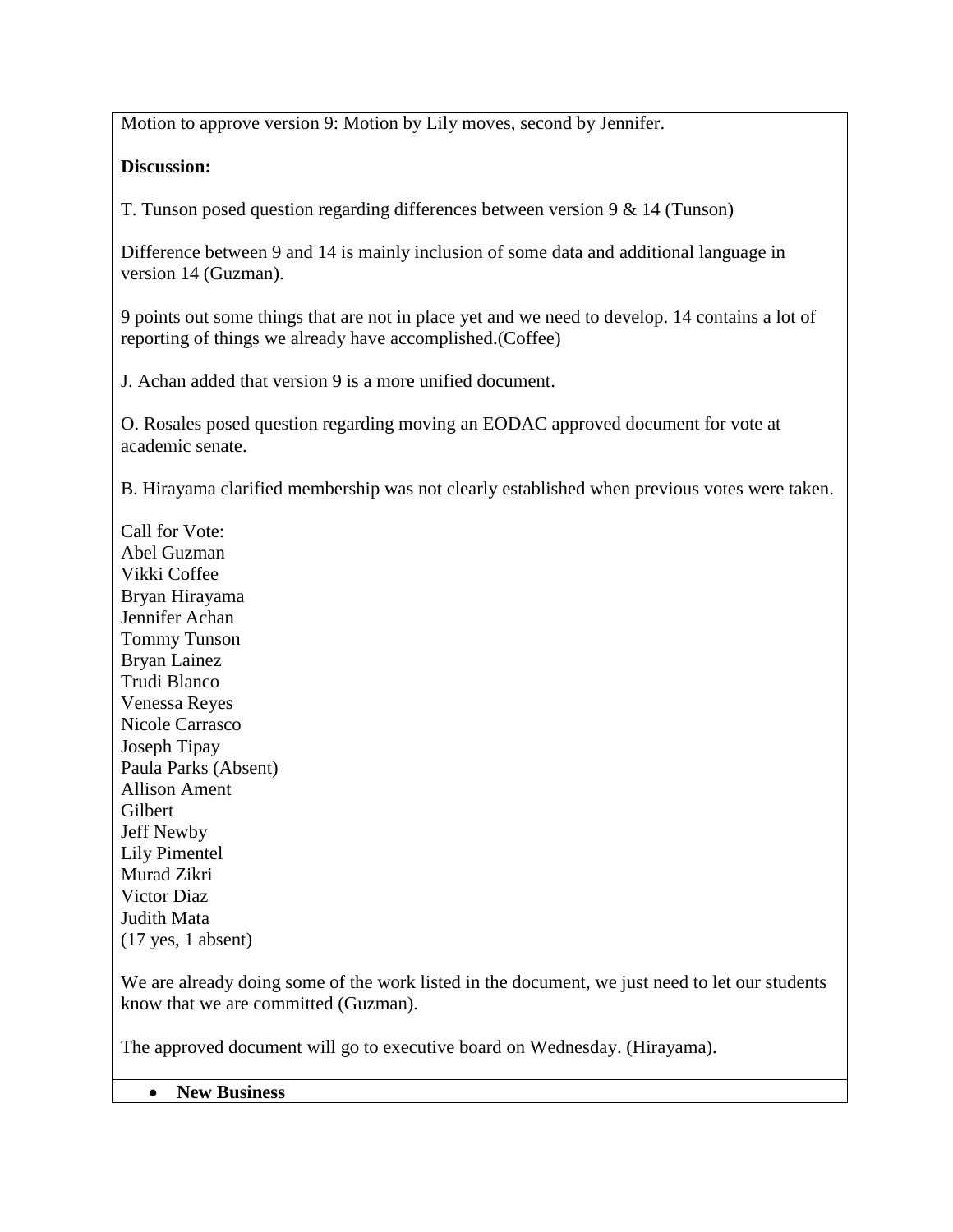Motion to approve version 9: Motion by Lily moves, second by Jennifer.

**Discussion:**

T. Tunson posed question regarding differences between version 9 & 14 (Tunson)

Difference between 9 and 14 is mainly inclusion of some data and additional language in version 14 (Guzman).

9 points out some things that are not in place yet and we need to develop. 14 contains a lot of reporting of things we already have accomplished.(Coffee)

J. Achan added that version 9 is a more unified document.

O. Rosales posed question regarding moving an EODAC approved document for vote at academic senate.

B. Hirayama clarified membership was not clearly established when previous votes were taken.

Call for Vote:
Abel Guzman
Vikki Coffee
Bryan Hirayama
Jennifer Achan
Tommy Tunson
Bryan Lainez
Trudi Blanco
Venessa Reyes
Nicole Carrasco
Joseph Tipay
Paula Parks (Absent)
Allison Ament
Gilbert
Jeff Newby
Lily Pimentel
Murad Zikri
Victor Diaz
Judith Mata
(17 yes, 1 absent)

We are already doing some of the work listed in the document, we just need to let our students know that we are committed (Guzman).

The approved document will go to executive board on Wednesday. (Hirayama).

- **New Business**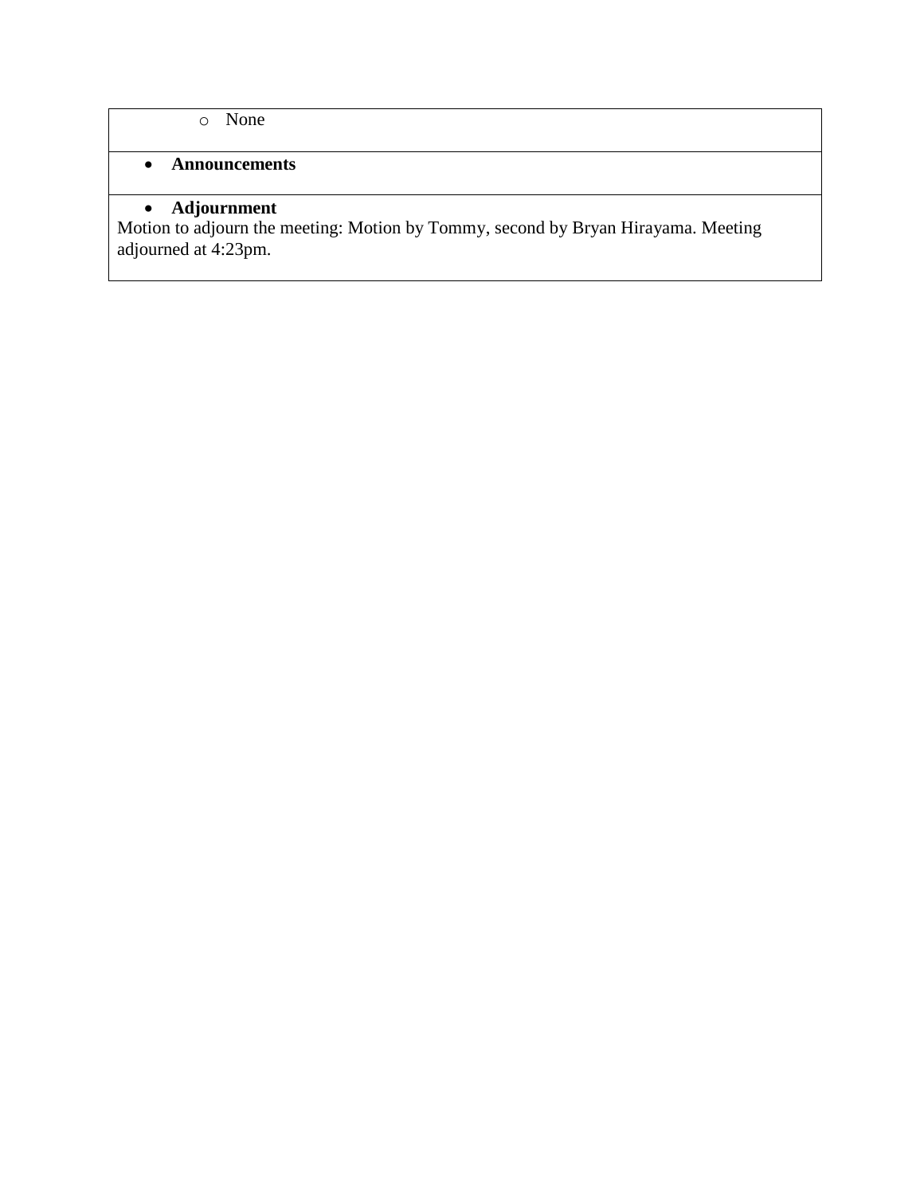- None

- **Announcements**

- **Adjournment**

Motion to adjourn the meeting: Motion by Tommy, second by Bryan Hirayama. Meeting adjourned at 4:23pm.